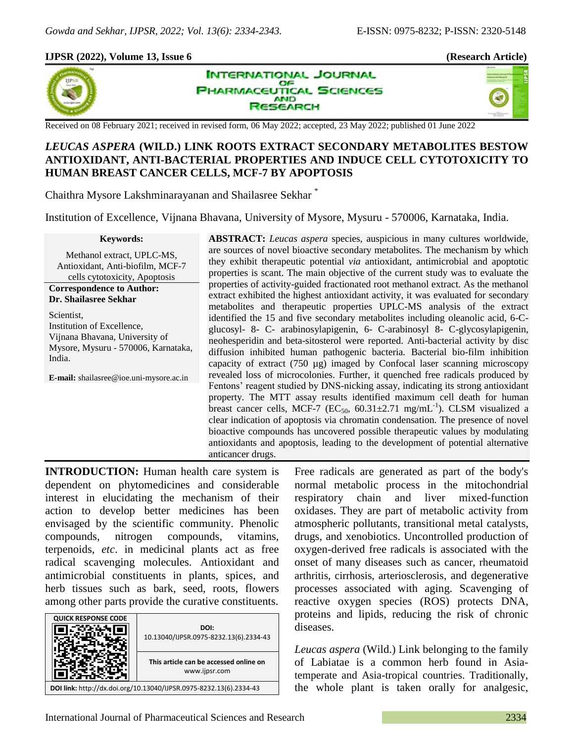Received on 08 February 2021; received in revised form, 06 May 2022; accepted, 23 May 2022; published 01 June 2022

# *LEUCAS ASPERA* (WILD.) LINK ROOTS EXTRACT SECONDARY METABOLITES BESTOW ANTIOXIDANT, ANTI-BACTERIAL PROPERTIES AND INDUCE CELL CYTOTOXICITY TO HUMAN BREAST CANCER CELLS, MCF-7 BY APOPTOSIS

Chaithra Mysore Lakshminarayanan and Shailasree Sekhar *

Institution of Excellence, Vijnana Bhavana, University of Mysore, Mysuru - 570006, Karnataka, India.

**Keywords:**

Methanol extract, UPLC-MS, Antioxidant, Anti-biofilm, MCF-7 cells cytotoxicity, Apoptosis

**Correspondence to Author:**
**Dr. Shailasree Sekhar**

Scientist,
Institution of Excellence,
Vijnana Bhavana, University of Mysore, Mysuru - 570006, Karnataka, India.

**E-mail:** shailasree@ioe.uni-mysore.ac.in

**ABSTRACT:** *Leucas aspera* species, auspicious in many cultures worldwide, are sources of novel bioactive secondary metabolites. The mechanism by which they exhibit therapeutic potential *via* antioxidant, antimicrobial and apoptotic properties is scant. The main objective of the current study was to evaluate the properties of activity-guided fractionated root methanol extract. As the methanol extract exhibited the highest antioxidant activity, it was evaluated for secondary metabolites and therapeutic properties UPLC-MS analysis of the extract identified the 15 and five secondary metabolites including oleanolic acid, 6-C-glucosyl- 8- C- arabinosylapigenin, 6- C-arabinosyl 8- C-glycosylapigenin, neohesperidin and beta-sitosterol were reported. Anti-bacterial activity by disc diffusion inhibited human pathogenic bacteria. Bacterial bio-film inhibition capacity of extract (750 µg) imaged by Confocal laser scanning microscopy revealed loss of microcolonies. Further, it quenched free radicals produced by Fentons' reagent studied by DNS-nicking assay, indicating its strong antioxidant property. The MTT assay results identified maximum cell death for human breast cancer cells, MCF-7 ($EC_{50}$, 60.31±2.71 mg/mL$^{-1}$). CLSM visualized a clear indication of apoptosis via chromatin condensation. The presence of novel bioactive compounds has uncovered possible therapeutic values by modulating antioxidants and apoptosis, leading to the development of potential alternative anticancer drugs.

**INTRODUCTION:** Human health care system is dependent on phytomedicines and considerable interest in elucidating the mechanism of their action to develop better medicines has been envisaged by the scientific community. Phenolic compounds, nitrogen compounds, vitamins, terpenoids, *etc*. in medicinal plants act as free radical scavenging molecules. Antioxidant and antimicrobial constituents in plants, spices, and herb tissues such as bark, seed, roots, flowers among other parts provide the curative constituents.

| QUICK RESPONSE CODE | DOI: 10.13040/IJPSR.0975-8232.13(6).2334-43 |
| --- | --- |
| | This article can be accessed online on www.ijpsr.com |
| DOI link: http://dx.doi.org/10.13040/IJPSR.0975-8232.13(6).2334-43 | |

Free radicals are generated as part of the body's normal metabolic process in the mitochondrial respiratory chain and liver mixed-function oxidases. They are part of metabolic activity from atmospheric pollutants, transitional metal catalysts, drugs, and xenobiotics. Uncontrolled production of oxygen-derived free radicals is associated with the onset of many diseases such as cancer, rheumatoid arthritis, cirrhosis, arteriosclerosis, and degenerative processes associated with aging. Scavenging of reactive oxygen species (ROS) protects DNA, proteins and lipids, reducing the risk of chronic diseases.

*Leucas aspera* (Wild.) Link belonging to the family of Labiatae is a common herb found in Asia-temperate and Asia-tropical countries. Traditionally, the whole plant is taken orally for analgesic,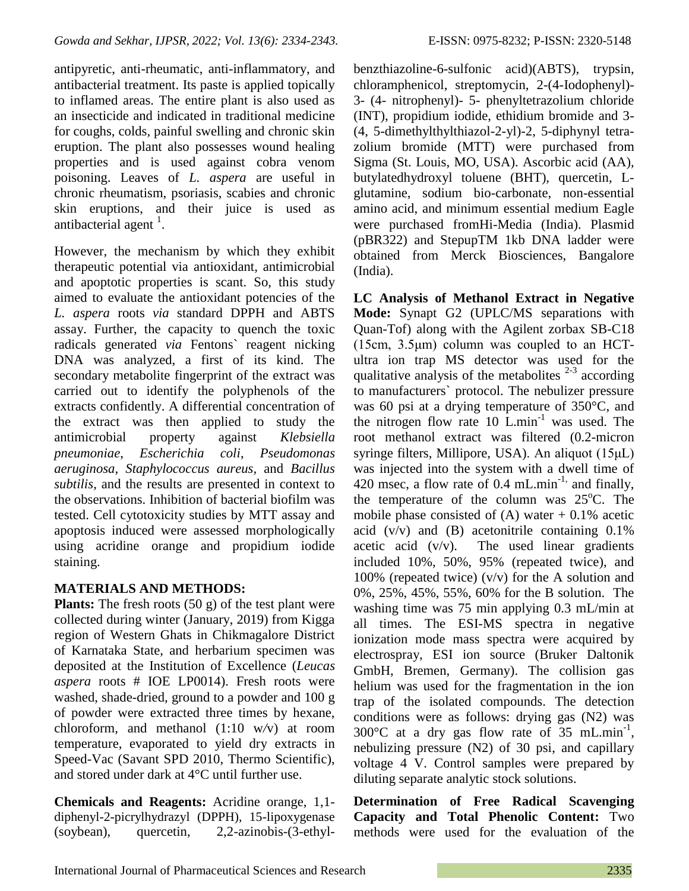antipyretic, anti-rheumatic, anti-inflammatory, and antibacterial treatment. Its paste is applied topically to inflamed areas. The entire plant is also used as an insecticide and indicated in traditional medicine for coughs, colds, painful swelling and chronic skin eruption. The plant also possesses wound healing properties and is used against cobra venom poisoning. Leaves of *L. aspera* are useful in chronic rheumatism, psoriasis, scabies and chronic skin eruptions, and their juice is used as antibacterial agent [1].

However, the mechanism by which they exhibit therapeutic potential via antioxidant, antimicrobial and apoptotic properties is scant. So, this study aimed to evaluate the antioxidant potencies of the *L. aspera* roots *via* standard DPPH and ABTS assay. Further, the capacity to quench the toxic radicals generated *via* Fentons` reagent nicking DNA was analyzed, a first of its kind. The secondary metabolite fingerprint of the extract was carried out to identify the polyphenols of the extracts confidently. A differential concentration of the extract was then applied to study the antimicrobial property against *Klebsiella pneumoniae*, *Escherichia coli*, *Pseudomonas aeruginosa*, *Staphylococcus aureus*, and *Bacillus subtilis*, and the results are presented in context to the observations. Inhibition of bacterial biofilm was tested. Cell cytotoxicity studies by MTT assay and apoptosis induced were assessed morphologically using acridine orange and propidium iodide staining.

## MATERIALS AND METHODS:

**Plants:** The fresh roots (50 g) of the test plant were collected during winter (January, 2019) from Kigga region of Western Ghats in Chikmagalore District of Karnataka State, and herbarium specimen was deposited at the Institution of Excellence (*Leucas aspera* roots # IOE LP0014). Fresh roots were washed, shade-dried, ground to a powder and 100 g of powder were extracted three times by hexane, chloroform, and methanol (1:10 w/v) at room temperature, evaporated to yield dry extracts in Speed-Vac (Savant SPD 2010, Thermo Scientific), and stored under dark at 4°C until further use.

**Chemicals and Reagents:** Acridine orange, 1,1-diphenyl-2-picrylhydrazyl (DPPH), 15-lipoxygenase (soybean), quercetin, 2,2-azinobis-(3-ethyl-benzthiazoline-6-sulfonic acid)(ABTS), trypsin, chloramphenicol, streptomycin, 2-(4-Iodophenyl)-3- (4- nitrophenyl)- 5- phenyltetrazolium chloride (INT), propidium iodide, ethidium bromide and 3-(4, 5-dimethylthylthiazol-2-yl)-2, 5-diphynyl tetra-zolium bromide (MTT) were purchased from Sigma (St. Louis, MO, USA). Ascorbic acid (AA), butylatedhydroxyl toluene (BHT), quercetin, L-glutamine, sodium bio-carbonate, non-essential amino acid, and minimum essential medium Eagle were purchased fromHi-Media (India). Plasmid (pBR322) and StepupTM 1kb DNA ladder were obtained from Merck Biosciences, Bangalore (India).

**LC Analysis of Methanol Extract in Negative Mode:** Synapt G2 (UPLC/MS separations with Quan-Tof) along with the Agilent zorbax SB-C18 (15cm, 3.5μm) column was coupled to an HCT-ultra ion trap MS detector was used for the qualitative analysis of the metabolites [2-3] according to manufacturers` protocol. The nebulizer pressure was 60 psi at a drying temperature of 350°C, and the nitrogen flow rate 10 $L.min^{-1}$ was used. The root methanol extract was filtered (0.2-micron syringe filters, Millipore, USA). An aliquot (15μL) was injected into the system with a dwell time of 420 msec, a flow rate of 0.4 $mL.min^{-1}$, and finally, the temperature of the column was 25°C. The mobile phase consisted of (A) water + 0.1% acetic acid (v/v) and (B) acetonitrile containing 0.1% acetic acid (v/v). The used linear gradients included 10%, 50%, 95% (repeated twice), and 100% (repeated twice) (v/v) for the A solution and 0%, 25%, 45%, 55%, 60% for the B solution. The washing time was 75 min applying 0.3 mL/min at all times. The ESI-MS spectra in negative ionization mode mass spectra were acquired by electrospray, ESI ion source (Bruker Daltonik GmbH, Bremen, Germany). The collision gas helium was used for the fragmentation in the ion trap of the isolated compounds. The detection conditions were as follows: drying gas (N2) was 300°C at a dry gas flow rate of 35 $mL.min^{-1}$, nebulizing pressure (N2) of 30 psi, and capillary voltage 4 V. Control samples were prepared by diluting separate analytic stock solutions.

**Determination of Free Radical Scavenging Capacity and Total Phenolic Content:** Two methods were used for the evaluation of the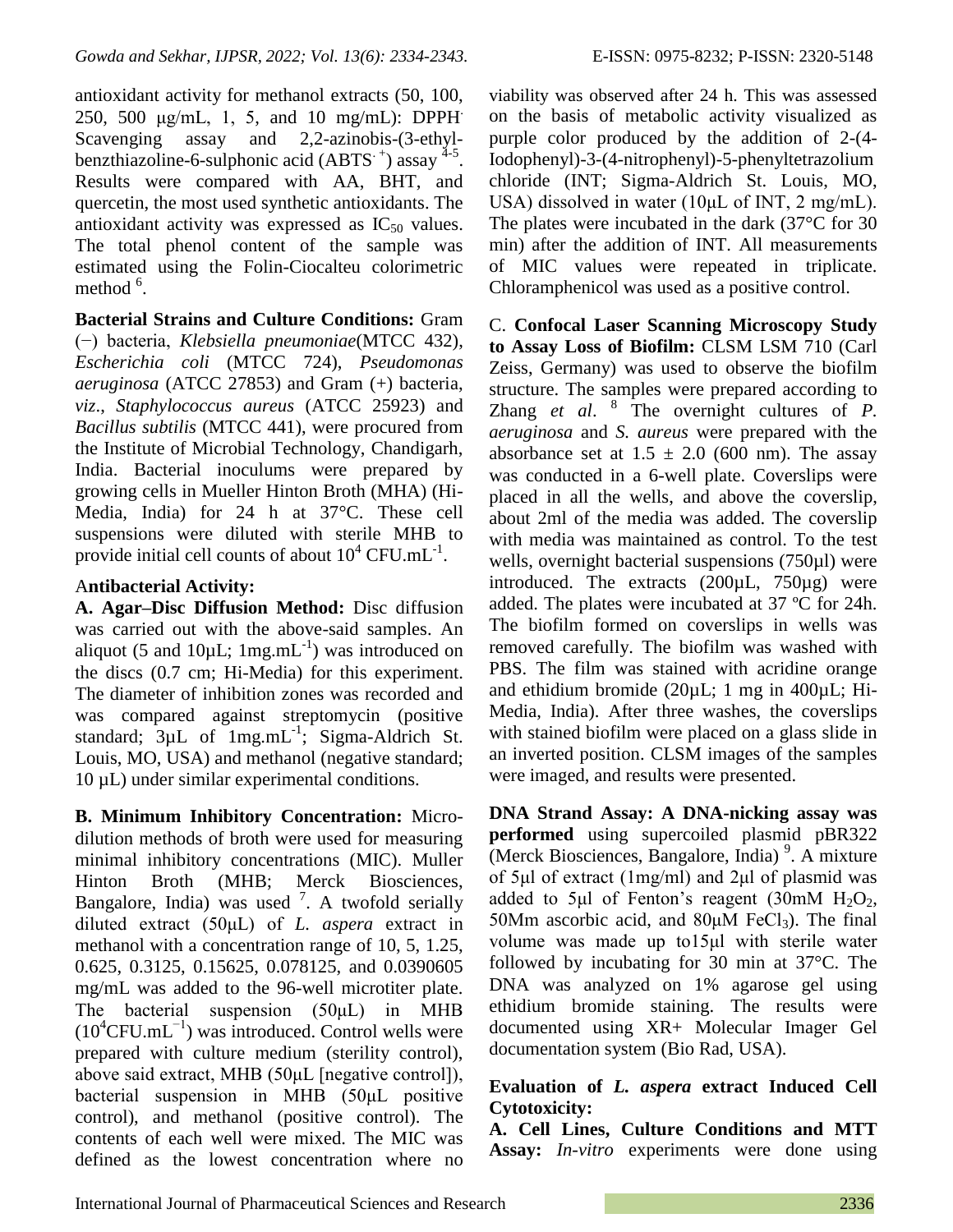antioxidant activity for methanol extracts (50, 100, 250, 500 µg/mL, 1, 5, and 10 mg/mL): DPPH˙ Scavenging assay and 2,2-azinobis-(3-ethyl-benzthiazoline-6-sulphonic acid ($ABTS^{\cdot +}$) assay [4-5]. Results were compared with AA, BHT, and quercetin, the most used synthetic antioxidants. The antioxidant activity was expressed as $IC_{50}$ values. The total phenol content of the sample was estimated using the Folin-Ciocalteu colorimetric method [6].

**Bacterial Strains and Culture Conditions:** Gram (−) bacteria, *Klebsiella pneumoniae*(MTCC 432), *Escherichia coli* (MTCC 724), *Pseudomonas aeruginosa* (ATCC 27853) and Gram (+) bacteria, *viz*., *Staphylococcus aureus* (ATCC 25923) and *Bacillus subtilis* (MTCC 441), were procured from the Institute of Microbial Technology, Chandigarh, India. Bacterial inoculums were prepared by growing cells in Mueller Hinton Broth (MHA) (Hi-Media, India) for 24 h at 37°C. These cell suspensions were diluted with sterile MHB to provide initial cell counts of about $10^4$ $CFU.mL^{-1}$.

### Antibacterial Activity:

**A. Agar–Disc Diffusion Method:** Disc diffusion was carried out with the above-said samples. An aliquot (5 and 10µL; $1mg.mL^{-1}$) was introduced on the discs (0.7 cm; Hi-Media) for this experiment. The diameter of inhibition zones was recorded and was compared against streptomycin (positive standard; 3µL of $1mg.mL^{-1}$; Sigma-Aldrich St. Louis, MO, USA) and methanol (negative standard; 10 µL) under similar experimental conditions.

**B. Minimum Inhibitory Concentration:** Micro-dilution methods of broth were used for measuring minimal inhibitory concentrations (MIC). Muller Hinton Broth (MHB; Merck Biosciences, Bangalore, India) was used [7]. A twofold serially diluted extract (50µL) of *L. aspera* extract in methanol with a concentration range of 10, 5, 1.25, 0.625, 0.3125, 0.15625, 0.078125, and 0.0390605 mg/mL was added to the 96-well microtiter plate. The bacterial suspension (50µL) in MHB ($10^4$$CFU.mL^{-1}$) was introduced. Control wells were prepared with culture medium (sterility control), above said extract, MHB (50µL [negative control]), bacterial suspension in MHB (50µL positive control), and methanol (positive control). The contents of each well were mixed. The MIC was defined as the lowest concentration where no viability was observed after 24 h. This was assessed on the basis of metabolic activity visualized as purple color produced by the addition of 2-(4-Iodophenyl)-3-(4-nitrophenyl)-5-phenyltetrazolium chloride (INT; Sigma-Aldrich St. Louis, MO, USA) dissolved in water (10µL of INT, 2 mg/mL). The plates were incubated in the dark (37°C for 30 min) after the addition of INT. All measurements of MIC values were repeated in triplicate. Chloramphenicol was used as a positive control.

C. **Confocal Laser Scanning Microscopy Study to Assay Loss of Biofilm:** CLSM LSM 710 (Carl Zeiss, Germany) was used to observe the biofilm structure. The samples were prepared according to Zhang *et al*. [8] The overnight cultures of *P. aeruginosa* and *S. aureus* were prepared with the absorbance set at 1.5 ± 2.0 (600 nm). The assay was conducted in a 6-well plate. Coverslips were placed in all the wells, and above the coverslip, about 2ml of the media was added. The coverslip with media was maintained as control. To the test wells, overnight bacterial suspensions (750µl) were introduced. The extracts (200µL, 750µg) were added. The plates were incubated at 37 ºC for 24h. The biofilm formed on coverslips in wells was removed carefully. The biofilm was washed with PBS. The film was stained with acridine orange and ethidium bromide (20µL; 1 mg in 400µL; Hi-Media, India). After three washes, the coverslips with stained biofilm were placed on a glass slide in an inverted position. CLSM images of the samples were imaged, and results were presented.

**DNA Strand Assay: A DNA-nicking assay was performed** using supercoiled plasmid pBR322 (Merck Biosciences, Bangalore, India) [9]. A mixture of 5µl of extract (1mg/ml) and 2µl of plasmid was added to 5µl of Fenton's reagent (30mM $H_2O_2$, 50Mm ascorbic acid, and 80µM $FeCl_3$). The final volume was made up to15µl with sterile water followed by incubating for 30 min at 37°C. The DNA was analyzed on 1% agarose gel using ethidium bromide staining. The results were documented using XR+ Molecular Imager Gel documentation system (Bio Rad, USA).

### Evaluation of *L. aspera* extract Induced Cell Cytotoxicity:

**A. Cell Lines, Culture Conditions and MTT Assay:** *In-vitro* experiments were done using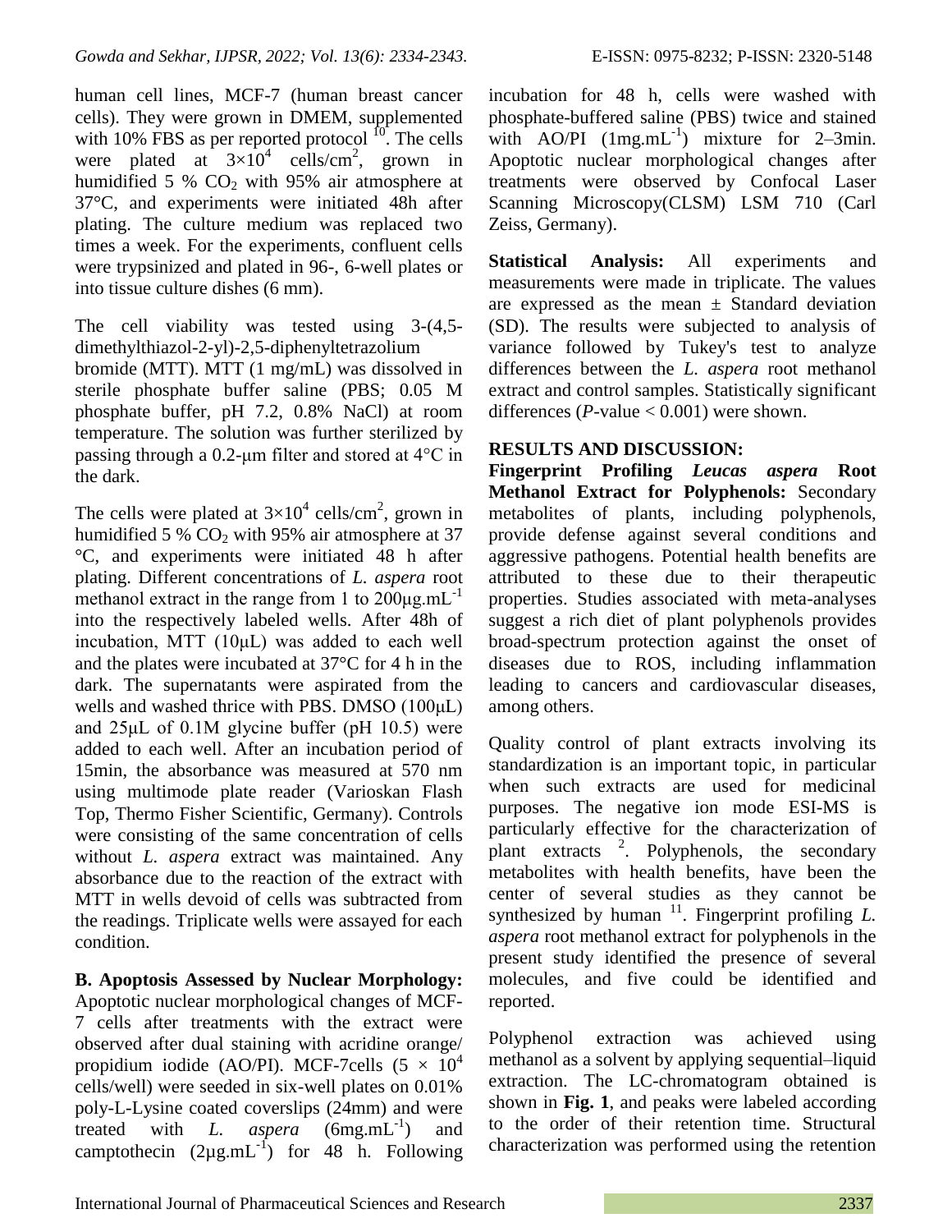human cell lines, MCF-7 (human breast cancer cells). They were grown in DMEM, supplemented with 10% FBS as per reported protocol [10]. The cells were plated at $3\times10^4$ cells/cm$^2$, grown in humidified 5 % $CO_2$ with 95% air atmosphere at 37°C, and experiments were initiated 48h after plating. The culture medium was replaced two times a week. For the experiments, confluent cells were trypsinized and plated in 96-, 6-well plates or into tissue culture dishes (6 mm).

The cell viability was tested using 3-(4,5-dimethylthiazol-2-yl)-2,5-diphenyltetrazolium bromide (MTT). MTT (1 mg/mL) was dissolved in sterile phosphate buffer saline (PBS; 0.05 M phosphate buffer, pH 7.2, 0.8% NaCl) at room temperature. The solution was further sterilized by passing through a 0.2-μm filter and stored at 4°C in the dark.

The cells were plated at $3\times10^4$ cells/cm$^2$, grown in humidified 5 % $CO_2$ with 95% air atmosphere at 37 °C, and experiments were initiated 48 h after plating. Different concentrations of *L. aspera* root methanol extract in the range from 1 to 200μg.mL$^{-1}$ into the respectively labeled wells. After 48h of incubation, MTT (10μL) was added to each well and the plates were incubated at 37°C for 4 h in the dark. The supernatants were aspirated from the wells and washed thrice with PBS. DMSO (100μL) and 25μL of 0.1M glycine buffer (pH 10.5) were added to each well. After an incubation period of 15min, the absorbance was measured at 570 nm using multimode plate reader (Varioskan Flash Top, Thermo Fisher Scientific, Germany). Controls were consisting of the same concentration of cells without *L. aspera* extract was maintained. Any absorbance due to the reaction of the extract with MTT in wells devoid of cells was subtracted from the readings. Triplicate wells were assayed for each condition.

**B. Apoptosis Assessed by Nuclear Morphology:** Apoptotic nuclear morphological changes of MCF-7 cells after treatments with the extract were observed after dual staining with acridine orange/ propidium iodide (AO/PI). MCF-7cells ($5 \times 10^4$ cells/well) were seeded in six-well plates on 0.01% poly-L-Lysine coated coverslips (24mm) and were treated with *L. aspera* (6mg.mL$^{-1}$) and camptothecin (2μg.mL$^{-1}$) for 48 h. Following incubation for 48 h, cells were washed with phosphate-buffered saline (PBS) twice and stained with AO/PI (1mg.mL$^{-1}$) mixture for 2–3min. Apoptotic nuclear morphological changes after treatments were observed by Confocal Laser Scanning Microscopy(CLSM) LSM 710 (Carl Zeiss, Germany).

**Statistical Analysis:** All experiments and measurements were made in triplicate. The values are expressed as the mean ± Standard deviation (SD). The results were subjected to analysis of variance followed by Tukey's test to analyze differences between the *L. aspera* root methanol extract and control samples. Statistically significant differences (*P*-value < 0.001) were shown.

## RESULTS AND DISCUSSION:

**Fingerprint Profiling *Leucas aspera* Root Methanol Extract for Polyphenols:** Secondary metabolites of plants, including polyphenols, provide defense against several conditions and aggressive pathogens. Potential health benefits are attributed to these due to their therapeutic properties. Studies associated with meta-analyses suggest a rich diet of plant polyphenols provides broad-spectrum protection against the onset of diseases due to ROS, including inflammation leading to cancers and cardiovascular diseases, among others.

Quality control of plant extracts involving its standardization is an important topic, in particular when such extracts are used for medicinal purposes. The negative ion mode ESI-MS is particularly effective for the characterization of plant extracts [2]. Polyphenols, the secondary metabolites with health benefits, have been the center of several studies as they cannot be synthesized by human [11]. Fingerprint profiling *L. aspera* root methanol extract for polyphenols in the present study identified the presence of several molecules, and five could be identified and reported.

Polyphenol extraction was achieved using methanol as a solvent by applying sequential–liquid extraction. The LC-chromatogram obtained is shown in **Fig. 1**, and peaks were labeled according to the order of their retention time. Structural characterization was performed using the retention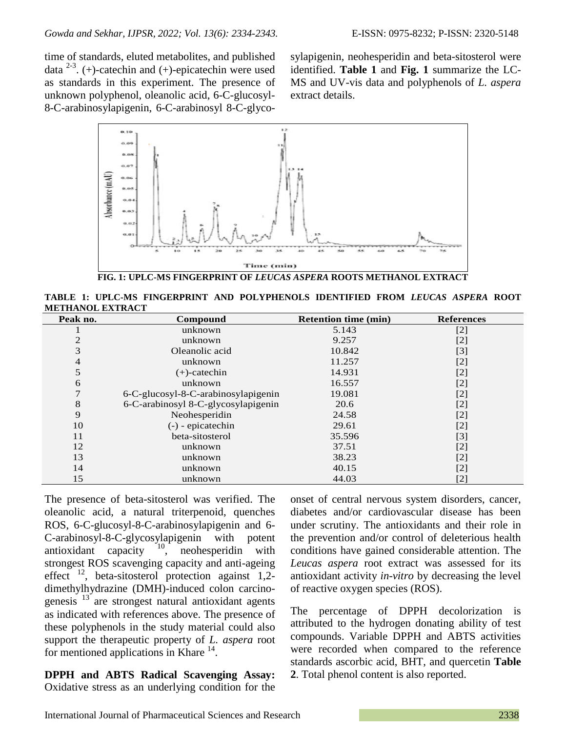time of standards, eluted metabolites, and published data [2-3]. (+)-catechin and (+)-epicatechin were used as standards in this experiment. The presence of unknown polyphenol, oleanolic acid, 6-C-glucosyl-8-C-arabinosylapigenin, 6-C-arabinosyl 8-C-glycosylapigenin, neohesperidin and beta-sitosterol were identified. **Table 1** and **Fig. 1** summarize the LC-MS and UV-vis data and polyphenols of *L. aspera* extract details.

**FIG. 1: UPLC-MS FINGERPRINT OF *LEUCAS ASPERA* ROOTS METHANOL EXTRACT**

**TABLE 1: UPLC-MS FINGERPRINT AND POLYPHENOLS IDENTIFIED FROM *LEUCAS ASPERA* ROOT METHANOL EXTRACT**

| Peak no. | Compound | Retention time (min) | References |
|---|---|---|---|
| 1 | unknown | 5.143 | [2] |
| 2 | unknown | 9.257 | [2] |
| 3 | Oleanolic acid | 10.842 | [3] |
| 4 | unknown | 11.257 | [2] |
| 5 | (+)-catechin | 14.931 | [2] |
| 6 | unknown | 16.557 | [2] |
| 7 | 6-C-glucosyl-8-C-arabinosylapigenin | 19.081 | [2] |
| 8 | 6-C-arabinosyl 8-C-glycosylapigenin | 20.6 | [2] |
| 9 | Neohesperidin | 24.58 | [2] |
| 10 | (-) - epicatechin | 29.61 | [2] |
| 11 | beta-sitosterol | 35.596 | [3] |
| 12 | unknown | 37.51 | [2] |
| 13 | unknown | 38.23 | [2] |
| 14 | unknown | 40.15 | [2] |
| 15 | unknown | 44.03 | [2] |

The presence of beta-sitosterol was verified. The oleanolic acid, a natural triterpenoid, quenches ROS, 6-C-glucosyl-8-C-arabinosylapigenin and 6-C-arabinosyl-8-C-glycosylapigenin with potent antioxidant capacity [10], neohesperidin with strongest ROS scavenging capacity and anti-ageing effect [12], beta-sitosterol protection against 1,2-dimethylhydrazine (DMH)-induced colon carcinogenesis [13] are strongest natural antioxidant agents as indicated with references above. The presence of these polyphenols in the study material could also support the therapeutic property of *L. aspera* root for mentioned applications in Khare [14].

**DPPH and ABTS Radical Scavenging Assay:** Oxidative stress as an underlying condition for the onset of central nervous system disorders, cancer, diabetes and/or cardiovascular disease has been under scrutiny. The antioxidants and their role in the prevention and/or control of deleterious health conditions have gained considerable attention. The *Leucas aspera* root extract was assessed for its antioxidant activity *in-vitro* by decreasing the level of reactive oxygen species (ROS).

The percentage of DPPH decolorization is attributed to the hydrogen donating ability of test compounds. Variable DPPH and ABTS activities were recorded when compared to the reference standards ascorbic acid, BHT, and quercetin **Table 2**. Total phenol content is also reported.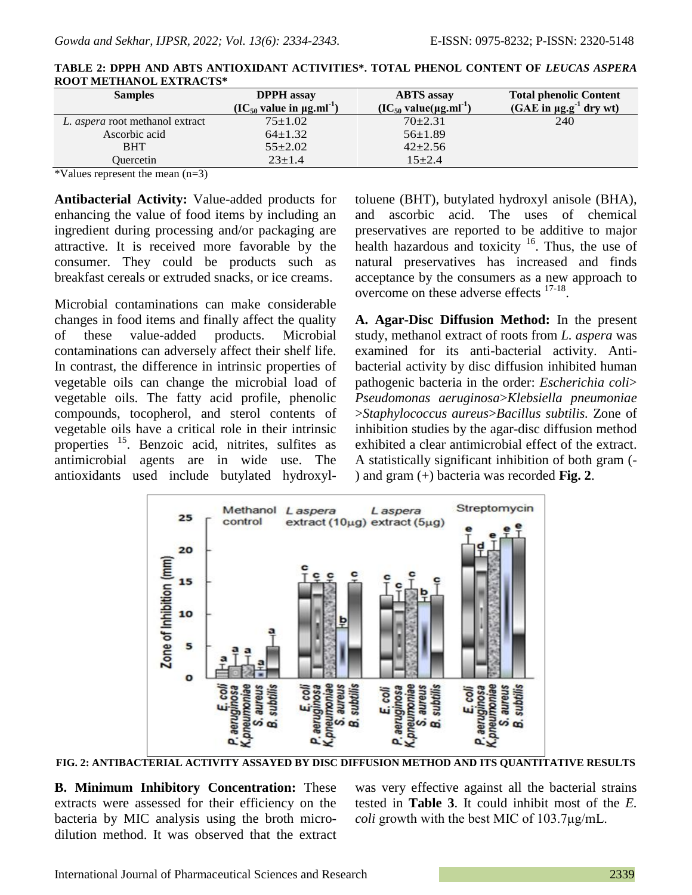**TABLE 2: DPPH AND ABTS ANTIOXIDANT ACTIVITIES*. TOTAL PHENOL CONTENT OF *LEUCAS ASPERA* ROOT METHANOL EXTRACTS***

| Samples | DPPH assay ($IC_{50}$ value in $\mu g.ml^{-1}$) | ABTS assay ($IC_{50}$ value($\mu g.ml^{-1}$) | Total phenolic Content (GAE in $\mu g.g^{-1}$ dry wt) |
|---|---|---|---|
| *L. aspera* root methanol extract | 75±1.02 | 70±2.31 | 240 |
| Ascorbic acid | 64±1.32 | 56±1.89 | |
| BHT | 55±2.02 | 42±2.56 | |
| Quercetin | 23±1.4 | 15±2.4 | |

*Values represent the mean (n=3)

**Antibacterial Activity:** Value-added products for enhancing the value of food items by including an ingredient during processing and/or packaging are attractive. It is received more favorable by the consumer. They could be products such as breakfast cereals or extruded snacks, or ice creams.

Microbial contaminations can make considerable changes in food items and finally affect the quality of these value-added products. Microbial contaminations can adversely affect their shelf life. In contrast, the difference in intrinsic properties of vegetable oils can change the microbial load of vegetable oils. The fatty acid profile, phenolic compounds, tocopherol, and sterol contents of vegetable oils have a critical role in their intrinsic properties [15]. Benzoic acid, nitrites, sulfites as antimicrobial agents are in wide use. The antioxidants used include butylated hydroxyl-toluene (BHT), butylated hydroxyl anisole (BHA), and ascorbic acid. The uses of chemical preservatives are reported to be additive to major health hazardous and toxicity [16]. Thus, the use of natural preservatives has increased and finds acceptance by the consumers as a new approach to overcome on these adverse effects [17-18].

**A. Agar-Disc Diffusion Method:** In the present study, methanol extract of roots from *L. aspera* was examined for its anti-bacterial activity. Anti-bacterial activity by disc diffusion inhibited human pathogenic bacteria in the order: *Escherichia coli*> *Pseudomonas aeruginosa*>*Klebsiella pneumoniae* >*Staphylococcus aureus*>*Bacillus subtilis*. Zone of inhibition studies by the agar-disc diffusion method exhibited a clear antimicrobial effect of the extract. A statistically significant inhibition of both gram (-) and gram (+) bacteria was recorded **Fig. 2**.

FIG. 2: ANTIBACTERIAL ACTIVITY ASSAYED BY DISC DIFFUSION METHOD AND ITS QUANTITATIVE RESULTS

**B. Minimum Inhibitory Concentration:** These extracts were assessed for their efficiency on the bacteria by MIC analysis using the broth micro-dilution method. It was observed that the extract was very effective against all the bacterial strains tested in **Table 3**. It could inhibit most of the *E. coli* growth with the best MIC of 103.7μg/mL.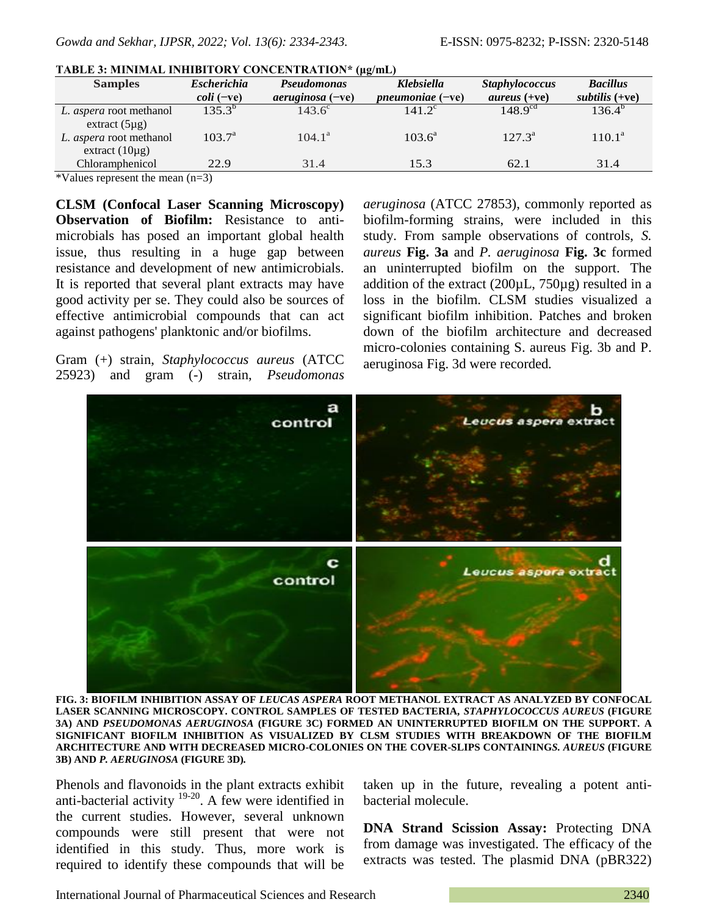**TABLE 3: MINIMAL INHIBITORY CONCENTRATION* (µg/mL)**

| Samples | *Escherichia coli* (−ve) | *Pseudomonas aeruginosa* (−ve) | *Klebsiella pneumoniae* (−ve) | *Staphylococcus aureus* (+ve) | *Bacillus subtilis* (+ve) |
|---|---|---|---|---|---|
| *L. aspera* root methanol extract (5µg) | 135.3[b] | 143.6[c] | 141.2[c] | 148.9[cd] | 136.4[b] |
| *L. aspera* root methanol extract (10µg) | 103.7[a] | 104.1[a] | 103.6[a] | 127.3[a] | 110.1[a] |
| Chloramphenicol | 22.9 | 31.4 | 15.3 | 62.1 | 31.4 |

*Values represent the mean (n=3)

**CLSM (Confocal Laser Scanning Microscopy) Observation of Biofilm:** Resistance to antimicrobials has posed an important global health issue, thus resulting in a huge gap between resistance and development of new antimicrobials. It is reported that several plant extracts may have good activity per se. They could also be sources of effective antimicrobial compounds that can act against pathogens' planktonic and/or biofilms.

Gram (+) strain, *Staphylococcus aureus* (ATCC 25923) and gram (-) strain, *Pseudomonas aeruginosa* (ATCC 27853), commonly reported as biofilm-forming strains, were included in this study. From sample observations of controls, *S. aureus* **Fig. 3a** and *P. aeruginosa* **Fig. 3c** formed an uninterrupted biofilm on the support. The addition of the extract (200µL, 750µg) resulted in a loss in the biofilm. CLSM studies visualized a significant biofilm inhibition. Patches and broken down of the biofilm architecture and decreased micro-colonies containing S. aureus Fig. 3b and P. aeruginosa Fig. 3d were recorded.

**FIG. 3: BIOFILM INHIBITION ASSAY OF *LEUCAS ASPERA* ROOT METHANOL EXTRACT AS ANALYZED BY CONFOCAL LASER SCANNING MICROSCOPY. CONTROL SAMPLES OF TESTED BACTERIA, *STAPHYLOCOCCUS AUREUS* (FIGURE 3A) AND *PSEUDOMONAS AERUGINOSA* (FIGURE 3C) FORMED AN UNINTERRUPTED BIOFILM ON THE SUPPORT. A SIGNIFICANT BIOFILM INHIBITION AS VISUALIZED BY CLSM STUDIES WITH BREAKDOWN OF THE BIOFILM ARCHITECTURE AND WITH DECREASED MICRO-COLONIES ON THE COVER-SLIPS CONTAINING *S. AUREUS* (FIGURE 3B) AND *P. AERUGINOSA* (FIGURE 3D).**

Phenols and flavonoids in the plant extracts exhibit anti-bacterial activity [19-20]. A few were identified in the current studies. However, several unknown compounds were still present that were not identified in this study. Thus, more work is required to identify these compounds that will be taken up in the future, revealing a potent anti-bacterial molecule.

**DNA Strand Scission Assay:** Protecting DNA from damage was investigated. The efficacy of the extracts was tested. The plasmid DNA (pBR322)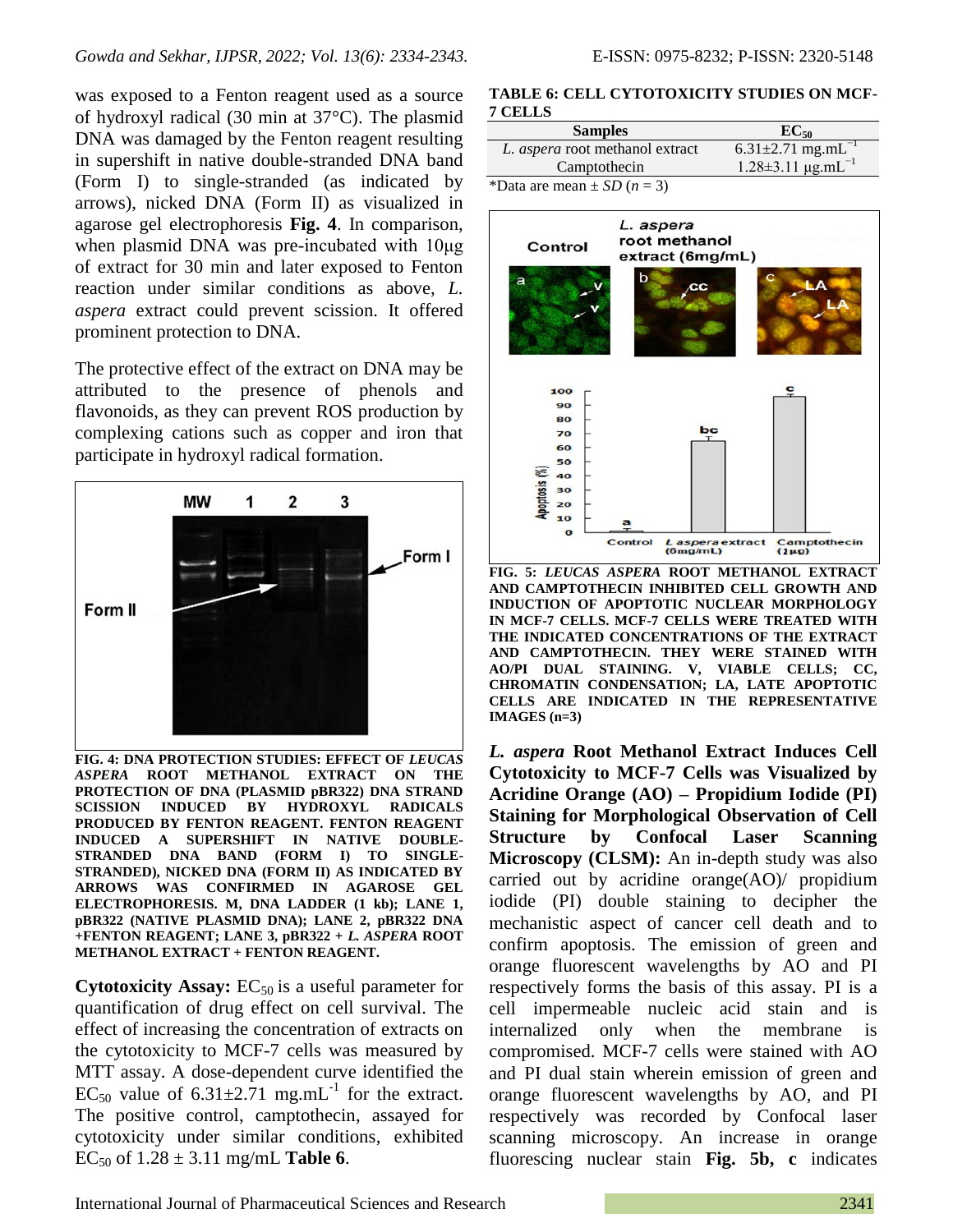was exposed to a Fenton reagent used as a source of hydroxyl radical (30 min at 37°C). The plasmid DNA was damaged by the Fenton reagent resulting in supershift in native double-stranded DNA band (Form I) to single-stranded (as indicated by arrows), nicked DNA (Form II) as visualized in agarose gel electrophoresis **Fig. 4**. In comparison, when plasmid DNA was pre-incubated with 10µg of extract for 30 min and later exposed to Fenton reaction under similar conditions as above, *L. aspera* extract could prevent scission. It offered prominent protection to DNA.

The protective effect of the extract on DNA may be attributed to the presence of phenols and flavonoids, as they can prevent ROS production by complexing cations such as copper and iron that participate in hydroxyl radical formation.

**FIG. 4: DNA PROTECTION STUDIES: EFFECT OF *LEUCAS ASPERA* ROOT METHANOL EXTRACT ON THE PROTECTION OF DNA (PLASMID pBR322) DNA STRAND SCISSION INDUCED BY HYDROXYL RADICALS PRODUCED BY FENTON REAGENT. FENTON REAGENT INDUCED A SUPERSHIFT IN NATIVE DOUBLE-STRANDED DNA BAND (FORM I) TO SINGLE-STRANDED), NICKED DNA (FORM II) AS INDICATED BY ARROWS WAS CONFIRMED IN AGAROSE GEL ELECTROPHORESIS. M, DNA LADDER (1 kb); LANE 1, pBR322 (NATIVE PLASMID DNA); LANE 2, pBR322 DNA +FENTON REAGENT; LANE 3, pBR322 + *L. ASPERA* ROOT METHANOL EXTRACT + FENTON REAGENT.**

**Cytotoxicity Assay:** $EC_{50}$ is a useful parameter for quantification of drug effect on cell survival. The effect of increasing the concentration of extracts on the cytotoxicity to MCF-7 cells was measured by MTT assay. A dose-dependent curve identified the $EC_{50}$ value of 6.31±2.71 mg.mL$^{-1}$ for the extract. The positive control, camptothecin, assayed for cytotoxicity under similar conditions, exhibited $EC_{50}$ of 1.28 ± 3.11 mg/mL **Table 6**.

**TABLE 6: CELL CYTOTOXICITY STUDIES ON MCF-7 CELLS**

| Samples | $EC_{50}$ |
|---|---|
| *L. aspera* root methanol extract | 6.31±2.71 mg.mL$^{-1}$ |
| Camptothecin | 1.28±3.11 µg.mL$^{-1}$ |

*Data are mean ± *SD* (*n* = 3)

**FIG. 5: *LEUCAS ASPERA* ROOT METHANOL EXTRACT AND CAMPTOTHECIN INHIBITED CELL GROWTH AND INDUCTION OF APOPTOTIC NUCLEAR MORPHOLOGY IN MCF-7 CELLS. MCF-7 CELLS WERE TREATED WITH THE INDICATED CONCENTRATIONS OF THE EXTRACT AND CAMPTOTHECIN. THEY WERE STAINED WITH AO/PI DUAL STAINING. V, VIABLE CELLS; CC, CHROMATIN CONDENSATION; LA, LATE APOPTOTIC CELLS ARE INDICATED IN THE REPRESENTATIVE IMAGES (n=3)**

***L. aspera* Root Methanol Extract Induces Cell Cytotoxicity to MCF-7 Cells was Visualized by Acridine Orange (AO) – Propidium Iodide (PI) Staining for Morphological Observation of Cell Structure by Confocal Laser Scanning Microscopy (CLSM):** An in-depth study was also carried out by acridine orange(AO)/ propidium iodide (PI) double staining to decipher the mechanistic aspect of cancer cell death and to confirm apoptosis. The emission of green and orange fluorescent wavelengths by AO and PI respectively forms the basis of this assay. PI is a cell impermeable nucleic acid stain and is internalized only when the membrane is compromised. MCF-7 cells were stained with AO and PI dual stain wherein emission of green and orange fluorescent wavelengths by AO, and PI respectively was recorded by Confocal laser scanning microscopy. An increase in orange fluorescing nuclear stain **Fig. 5b, c** indicates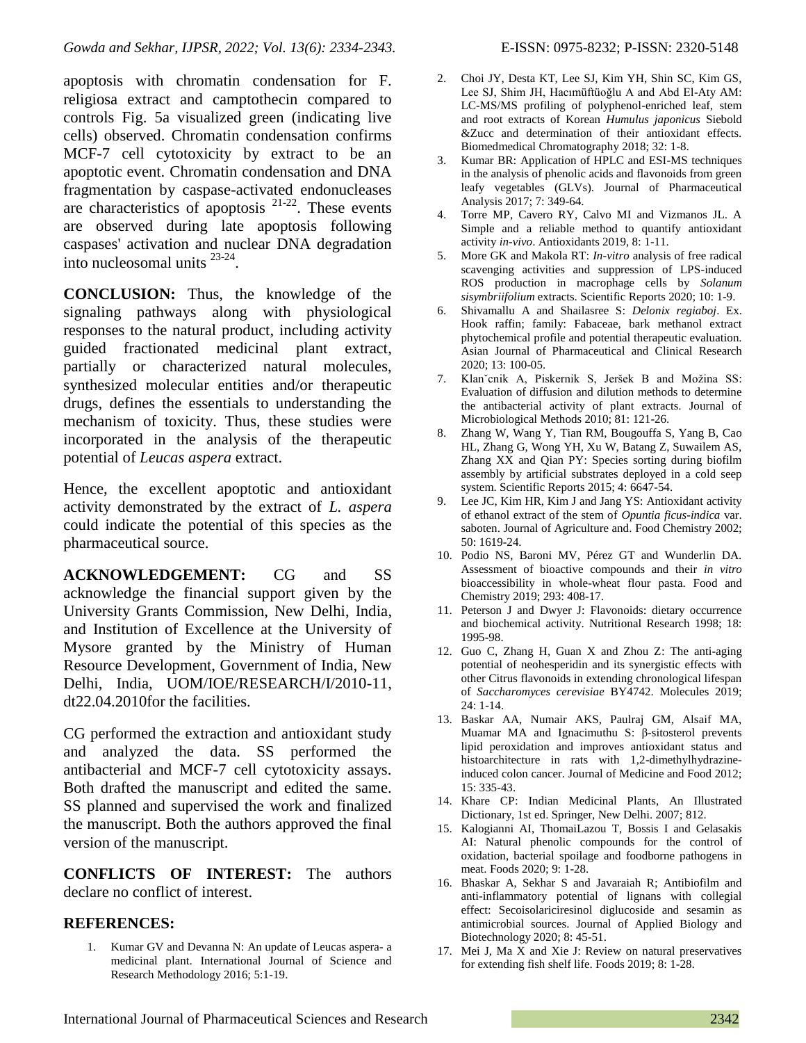apoptosis with chromatin condensation for F. religiosa extract and camptothecin compared to controls Fig. 5a visualized green (indicating live cells) observed. Chromatin condensation confirms MCF-7 cell cytotoxicity by extract to be an apoptotic event. Chromatin condensation and DNA fragmentation by caspase-activated endonucleases are characteristics of apoptosis [21-22]. These events are observed during late apoptosis following caspases' activation and nuclear DNA degradation into nucleosomal units [23-24].

**CONCLUSION:** Thus, the knowledge of the signaling pathways along with physiological responses to the natural product, including activity guided fractionated medicinal plant extract, partially or characterized natural molecules, synthesized molecular entities and/or therapeutic drugs, defines the essentials to understanding the mechanism of toxicity. Thus, these studies were incorporated in the analysis of the therapeutic potential of *Leucas aspera* extract.

Hence, the excellent apoptotic and antioxidant activity demonstrated by the extract of *L. aspera* could indicate the potential of this species as the pharmaceutical source.

**ACKNOWLEDGEMENT:** CG and SS acknowledge the financial support given by the University Grants Commission, New Delhi, India, and Institution of Excellence at the University of Mysore granted by the Ministry of Human Resource Development, Government of India, New Delhi, India, UOM/IOE/RESEARCH/I/2010-11, dt22.04.2010for the facilities.

CG performed the extraction and antioxidant study and analyzed the data. SS performed the antibacterial and MCF-7 cell cytotoxicity assays. Both drafted the manuscript and edited the same. SS planned and supervised the work and finalized the manuscript. Both the authors approved the final version of the manuscript.

**CONFLICTS OF INTEREST:** The authors declare no conflict of interest.

## REFERENCES:

1. Kumar GV and Devanna N: An update of Leucas aspera- a medicinal plant. International Journal of Science and Research Methodology 2016; 5:1-19.
2. Choi JY, Desta KT, Lee SJ, Kim YH, Shin SC, Kim GS, Lee SJ, Shim JH, Hacımüftüoğlu A and Abd El-Aty AM: LC-MS/MS profiling of polyphenol-enriched leaf, stem and root extracts of Korean *Humulus japonicus* Siebold &Zucc and determination of their antioxidant effects. Biomedmedical Chromatography 2018; 32: 1-8.
3. Kumar BR: Application of HPLC and ESI-MS techniques in the analysis of phenolic acids and flavonoids from green leafy vegetables (GLVs). Journal of Pharmaceutical Analysis 2017; 7: 349-64.
4. Torre MP, Cavero RY, Calvo MI and Vizmanos JL. A Simple and a reliable method to quantify antioxidant activity *in-vivo*. Antioxidants 2019, 8: 1-11.
5. More GK and Makola RT: *In-vitro* analysis of free radical scavenging activities and suppression of LPS-induced ROS production in macrophage cells by *Solanum sisymbriifolium* extracts. Scientific Reports 2020; 10: 1-9.
6. Shivamallu A and Shailasree S: *Delonix regiaboj*. Ex. Hook raffin; family: Fabaceae, bark methanol extract phytochemical profile and potential therapeutic evaluation. Asian Journal of Pharmaceutical and Clinical Research 2020; 13: 100-05.
7. Klanˇcnik A, Piskernik S, Jeršek B and Možina SS: Evaluation of diffusion and dilution methods to determine the antibacterial activity of plant extracts. Journal of Microbiological Methods 2010; 81: 121-26.
8. Zhang W, Wang Y, Tian RM, Bougouffa S, Yang B, Cao HL, Zhang G, Wong YH, Xu W, Batang Z, Suwailem AS, Zhang XX and Qian PY: Species sorting during biofilm assembly by artificial substrates deployed in a cold seep system. Scientific Reports 2015; 4: 6647-54.
9. Lee JC, Kim HR, Kim J and Jang YS: Antioxidant activity of ethanol extract of the stem of *Opuntia ficus-indica* var. saboten. Journal of Agriculture and. Food Chemistry 2002; 50: 1619-24.
10. Podio NS, Baroni MV, Pérez GT and Wunderlin DA. Assessment of bioactive compounds and their *in vitro* bioaccessibility in whole-wheat flour pasta. Food and Chemistry 2019; 293: 408-17.
11. Peterson J and Dwyer J: Flavonoids: dietary occurrence and biochemical activity. Nutritional Research 1998; 18: 1995-98.
12. Guo C, Zhang H, Guan X and Zhou Z: The anti-aging potential of neohesperidin and its synergistic effects with other Citrus flavonoids in extending chronological lifespan of *Saccharomyces cerevisiae* BY4742. Molecules 2019; 24: 1-14.
13. Baskar AA, Numair AKS, Paulraj GM, Alsaif MA, Muamar MA and Ignacimuthu S: β-sitosterol prevents lipid peroxidation and improves antioxidant status and histoarchitecture in rats with 1,2-dimethylhydrazine-induced colon cancer. Journal of Medicine and Food 2012; 15: 335-43.
14. Khare CP: Indian Medicinal Plants, An Illustrated Dictionary, 1st ed. Springer, New Delhi. 2007; 812.
15. Kalogianni AI, ThomaiLazou T, Bossis I and Gelasakis AI: Natural phenolic compounds for the control of oxidation, bacterial spoilage and foodborne pathogens in meat. Foods 2020; 9: 1-28.
16. Bhaskar A, Sekhar S and Javaraiah R; Antibiofilm and anti-inflammatory potential of lignans with collegial effect: Secoisolariciresinol diglucoside and sesamin as antimicrobial sources. Journal of Applied Biology and Biotechnology 2020; 8: 45-51.
17. Mei J, Ma X and Xie J: Review on natural preservatives for extending fish shelf life. Foods 2019; 8: 1-28.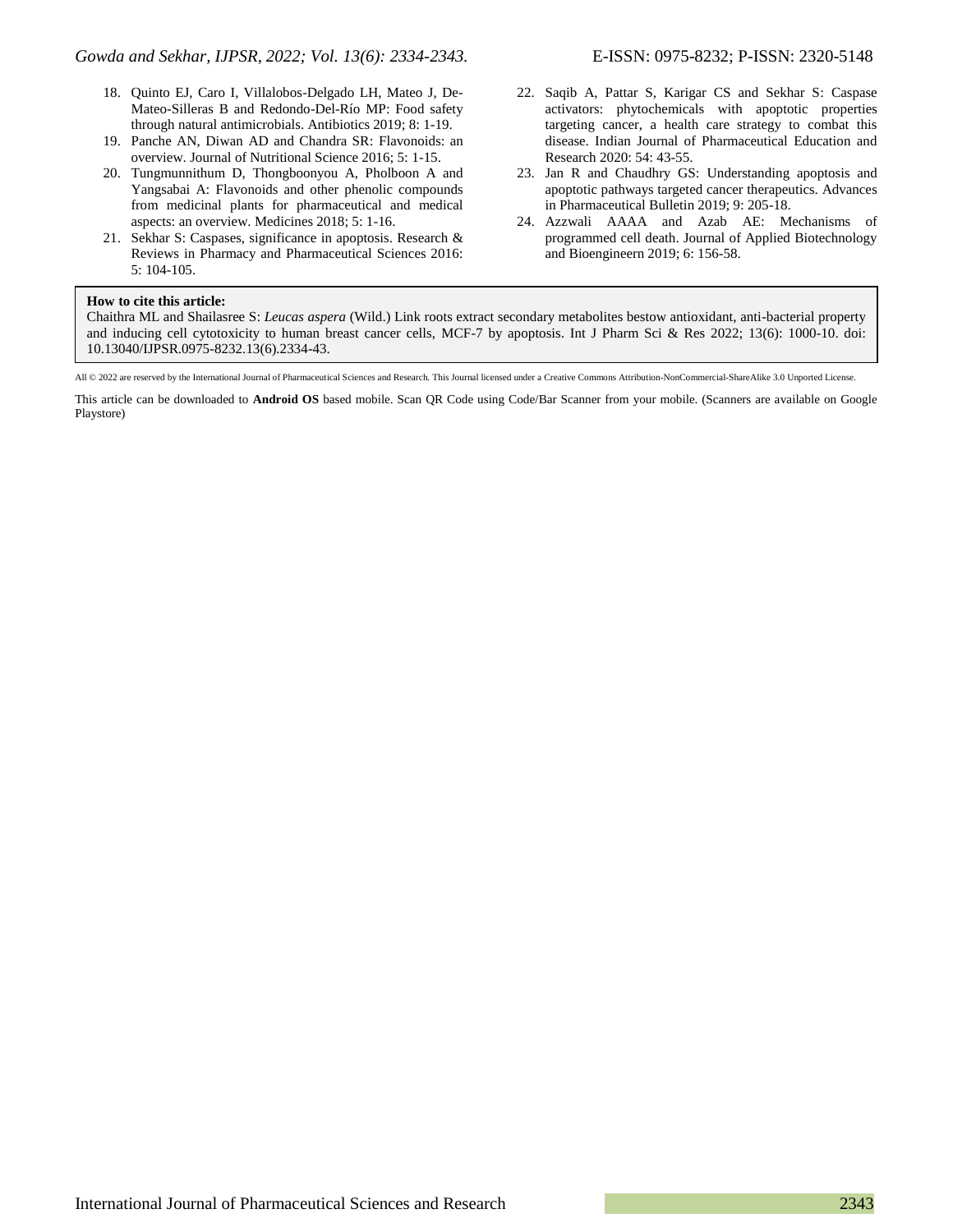18. Quinto EJ, Caro I, Villalobos-Delgado LH, Mateo J, De-Mateo-Silleras B and Redondo-Del-Río MP: Food safety through natural antimicrobials. Antibiotics 2019; 8: 1-19.
19. Panche AN, Diwan AD and Chandra SR: Flavonoids: an overview. Journal of Nutritional Science 2016; 5: 1-15.
20. Tungmunnithum D, Thongboonyou A, Pholboon A and Yangsabai A: Flavonoids and other phenolic compounds from medicinal plants for pharmaceutical and medical aspects: an overview. Medicines 2018; 5: 1-16.
21. Sekhar S: Caspases, significance in apoptosis. Research & Reviews in Pharmacy and Pharmaceutical Sciences 2016: 5: 104-105.
22. Saqib A, Pattar S, Karigar CS and Sekhar S: Caspase activators: phytochemicals with apoptotic properties targeting cancer, a health care strategy to combat this disease. Indian Journal of Pharmaceutical Education and Research 2020: 54: 43-55.
23. Jan R and Chaudhry GS: Understanding apoptosis and apoptotic pathways targeted cancer therapeutics. Advances in Pharmaceutical Bulletin 2019; 9: 205-18.
24. Azzwali AAAA and Azab AE: Mechanisms of programmed cell death. Journal of Applied Biotechnology and Bioengineern 2019; 6: 156-58.

**How to cite this article:**

Chaithra ML and Shailasree S: *Leucas aspera* (Wild.) Link roots extract secondary metabolites bestow antioxidant, anti-bacterial property and inducing cell cytotoxicity to human breast cancer cells, MCF-7 by apoptosis. Int J Pharm Sci & Res 2022; 13(6): 1000-10. doi: 10.13040/IJPSR.0975-8232.13(6).2334-43.

All © 2022 are reserved by the International Journal of Pharmaceutical Sciences and Research. This Journal licensed under a Creative Commons Attribution-NonCommercial-ShareAlike 3.0 Unported License.

This article can be downloaded to **Android OS** based mobile. Scan QR Code using Code/Bar Scanner from your mobile. (Scanners are available on Google Playstore)